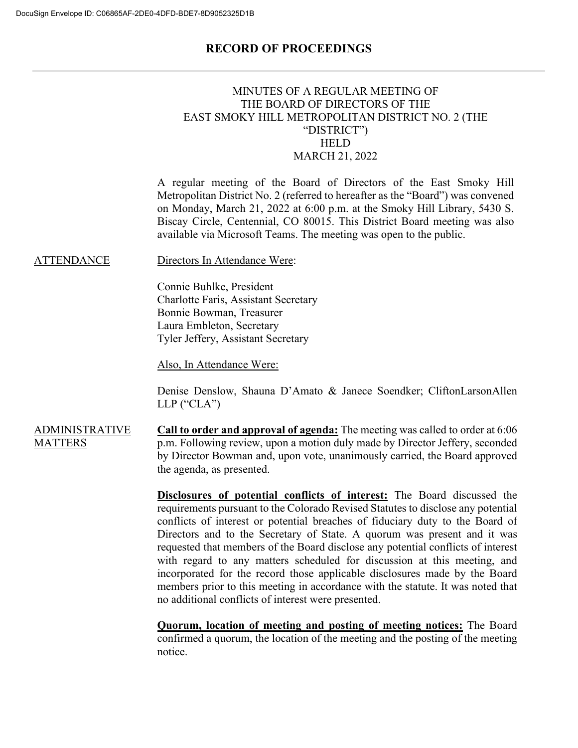# RECORD OF PROCEEDINGS

MINUTES OF A REGULAR MEETING OF
THE BOARD OF DIRECTORS OF THE
EAST SMOKY HILL METROPOLITAN DISTRICT NO. 2 (THE "DISTRICT")
HELD
MARCH 21, 2022

A regular meeting of the Board of Directors of the East Smoky Hill Metropolitan District No. 2 (referred to hereafter as the "Board") was convened on Monday, March 21, 2022 at 6:00 p.m. at the Smoky Hill Library, 5430 S. Biscay Circle, Centennial, CO 80015. This District Board meeting was also available via Microsoft Teams. The meeting was open to the public.

ATTENDANCE

Directors In Attendance Were:

Connie Buhlke, President
Charlotte Faris, Assistant Secretary
Bonnie Bowman, Treasurer
Laura Embleton, Secretary
Tyler Jeffery, Assistant Secretary

Also, In Attendance Were:

Denise Denslow, Shauna D'Amato & Janece Soendker; CliftonLarsonAllen LLP ("CLA")

ADMINISTRATIVE MATTERS

**Call to order and approval of agenda:** The meeting was called to order at 6:06 p.m. Following review, upon a motion duly made by Director Jeffery, seconded by Director Bowman and, upon vote, unanimously carried, the Board approved the agenda, as presented.

**Disclosures of potential conflicts of interest:** The Board discussed the requirements pursuant to the Colorado Revised Statutes to disclose any potential conflicts of interest or potential breaches of fiduciary duty to the Board of Directors and to the Secretary of State. A quorum was present and it was requested that members of the Board disclose any potential conflicts of interest with regard to any matters scheduled for discussion at this meeting, and incorporated for the record those applicable disclosures made by the Board members prior to this meeting in accordance with the statute. It was noted that no additional conflicts of interest were presented.

**Quorum, location of meeting and posting of meeting notices:** The Board confirmed a quorum, the location of the meeting and the posting of the meeting notice.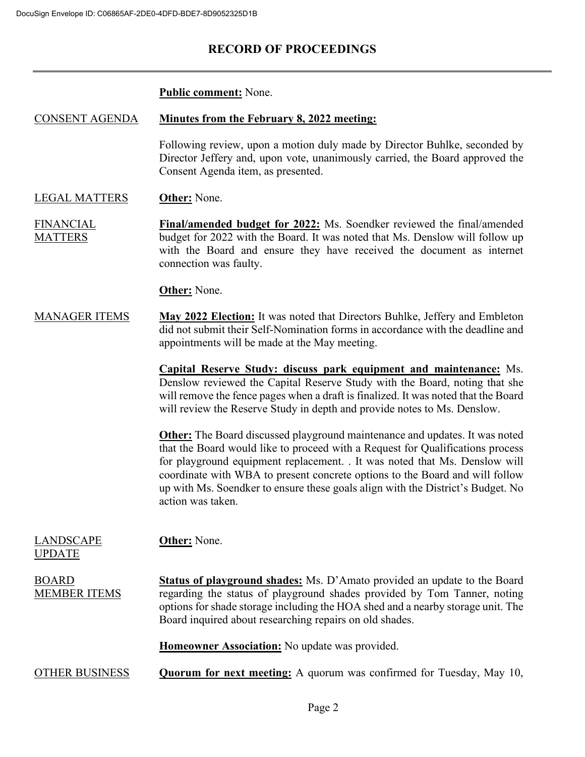# RECORD OF PROCEEDINGS

**Public comment:** None.

CONSENT AGENDA

**Minutes from the February 8, 2022 meeting:**

Following review, upon a motion duly made by Director Buhlke, seconded by Director Jeffery and, upon vote, unanimously carried, the Board approved the Consent Agenda item, as presented.

LEGAL MATTERS

**Other:** None.

FINANCIAL MATTERS

**Final/amended budget for 2022:** Ms. Soendker reviewed the final/amended budget for 2022 with the Board. It was noted that Ms. Denslow will follow up with the Board and ensure they have received the document as internet connection was faulty.

**Other:** None.

MANAGER ITEMS

**May 2022 Election:** It was noted that Directors Buhlke, Jeffery and Embleton did not submit their Self-Nomination forms in accordance with the deadline and appointments will be made at the May meeting.

**Capital Reserve Study: discuss park equipment and maintenance:** Ms. Denslow reviewed the Capital Reserve Study with the Board, noting that she will remove the fence pages when a draft is finalized. It was noted that the Board will review the Reserve Study in depth and provide notes to Ms. Denslow.

**Other:** The Board discussed playground maintenance and updates. It was noted that the Board would like to proceed with a Request for Qualifications process for playground equipment replacement. . It was noted that Ms. Denslow will coordinate with WBA to present concrete options to the Board and will follow up with Ms. Soendker to ensure these goals align with the District's Budget. No action was taken.

LANDSCAPE UPDATE

**Other:** None.

BOARD MEMBER ITEMS

**Status of playground shades:** Ms. D'Amato provided an update to the Board regarding the status of playground shades provided by Tom Tanner, noting options for shade storage including the HOA shed and a nearby storage unit. The Board inquired about researching repairs on old shades.

**Homeowner Association:** No update was provided.

OTHER BUSINESS

**Quorum for next meeting:** A quorum was confirmed for Tuesday, May 10,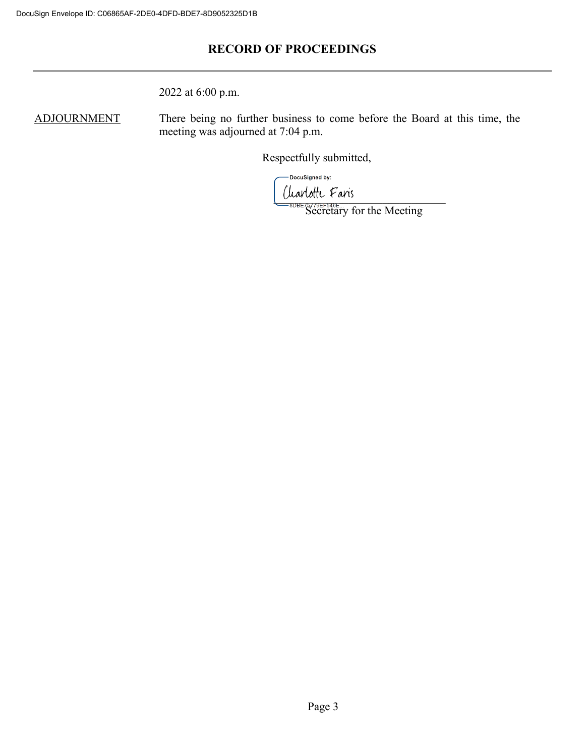## RECORD OF PROCEEDINGS

2022 at 6:00 p.m.

ADJOURNMENT There being no further business to come before the Board at this time, the meeting was adjourned at 7:04 p.m.

Respectfully submitted,

DocuSigned by:
Charlotte Faris
8DBE75779EF546E
Secretary for the Meeting